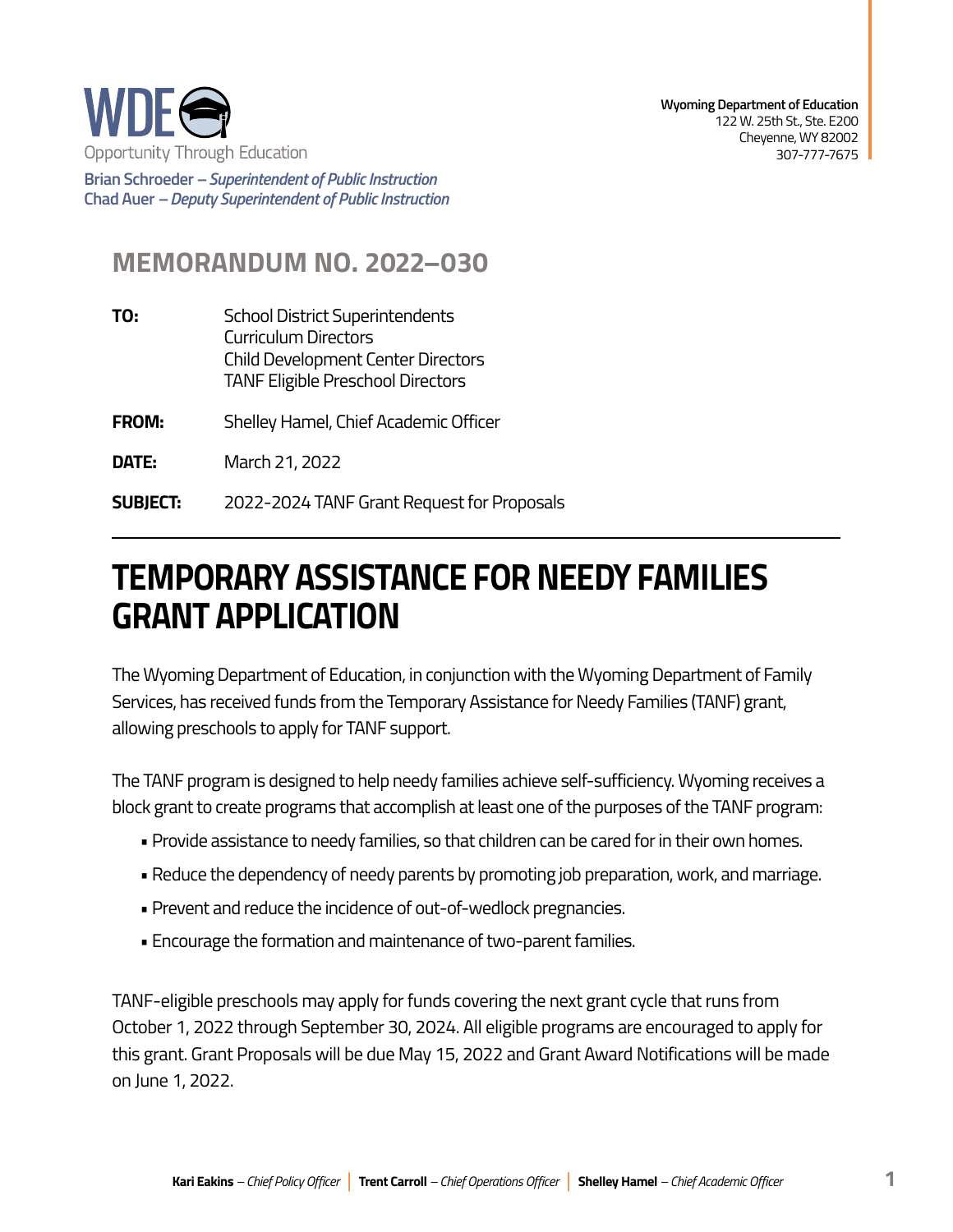WDE
Opportunity Through Education

**Brian Schroeder** – ***Superintendent of Public Instruction***
**Chad Auer** – ***Deputy Superintendent of Public Instruction***

**Wyoming Department of Education**
122 W. 25th St., Ste. E200
Cheyenne, WY 82002
307-777-7675

## MEMORANDUM NO. 2022–030

**TO:** School District Superintendents
Curriculum Directors
Child Development Center Directors
TANF Eligible Preschool Directors

**FROM:** Shelley Hamel, Chief Academic Officer

**DATE:** March 21, 2022

**SUBJECT:** 2022-2024 TANF Grant Request for Proposals

# TEMPORARY ASSISTANCE FOR NEEDY FAMILIES GRANT APPLICATION

The Wyoming Department of Education, in conjunction with the Wyoming Department of Family Services, has received funds from the Temporary Assistance for Needy Families (TANF) grant, allowing preschools to apply for TANF support.

The TANF program is designed to help needy families achieve self-sufficiency. Wyoming receives a block grant to create programs that accomplish at least one of the purposes of the TANF program:

- Provide assistance to needy families, so that children can be cared for in their own homes.
- Reduce the dependency of needy parents by promoting job preparation, work, and marriage.
- Prevent and reduce the incidence of out-of-wedlock pregnancies.
- Encourage the formation and maintenance of two-parent families.

TANF-eligible preschools may apply for funds covering the next grant cycle that runs from October 1, 2022 through September 30, 2024. All eligible programs are encouraged to apply for this grant. Grant Proposals will be due May 15, 2022 and Grant Award Notifications will be made on June 1, 2022.

**Kari Eakins** – *Chief Policy Officer* | **Trent Carroll** – *Chief Operations Officer* | **Shelley Hamel** – *Chief Academic Officer*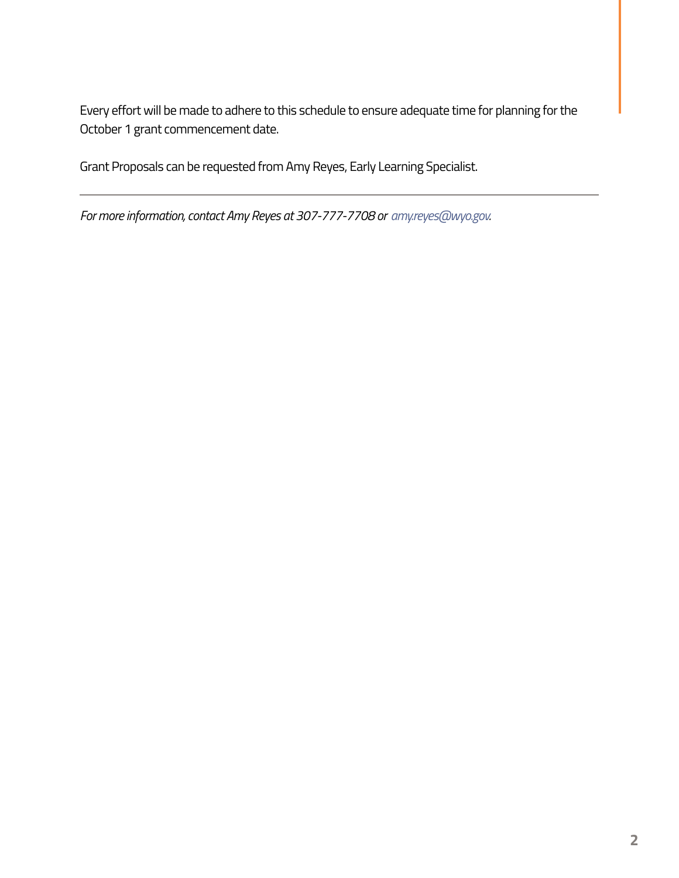Every effort will be made to adhere to this schedule to ensure adequate time for planning for the October 1 grant commencement date.

Grant Proposals can be requested from Amy Reyes, Early Learning Specialist.

---

*For more information, contact Amy Reyes at 307-777-7708 or amy.reyes@wyo.gov.*